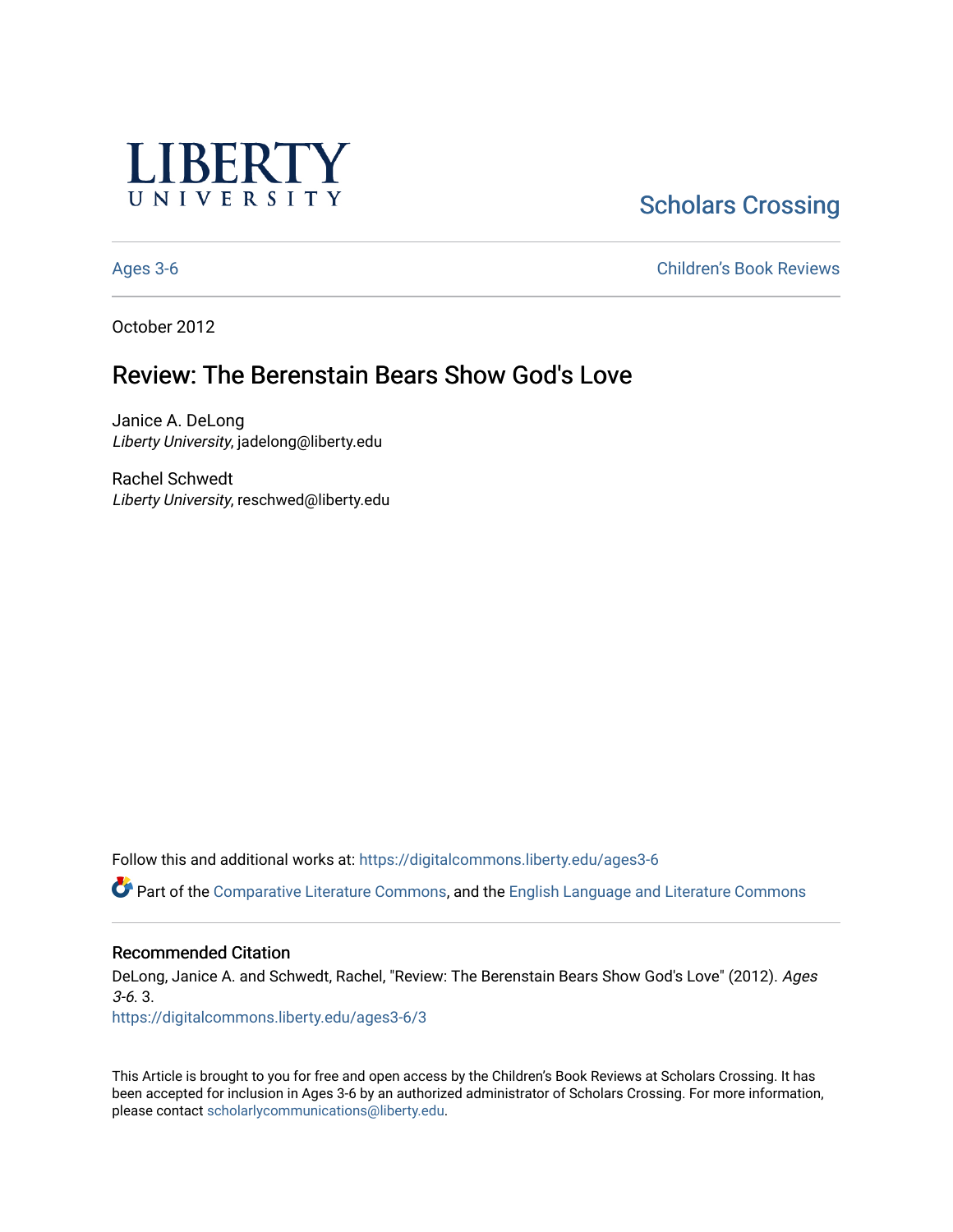LIBERTY UNIVERSITY

Scholars Crossing

Ages 3-6

Children's Book Reviews

October 2012

# Review: The Berenstain Bears Show God's Love

Janice A. DeLong
*Liberty University*, jadelong@liberty.edu

Rachel Schwedt
*Liberty University*, reschwed@liberty.edu

Follow this and additional works at: https://digitalcommons.liberty.edu/ages3-6

Part of the Comparative Literature Commons, and the English Language and Literature Commons

## Recommended Citation

DeLong, Janice A. and Schwedt, Rachel, "Review: The Berenstain Bears Show God's Love" (2012). *Ages 3-6*. 3.
https://digitalcommons.liberty.edu/ages3-6/3

This Article is brought to you for free and open access by the Children's Book Reviews at Scholars Crossing. It has been accepted for inclusion in Ages 3-6 by an authorized administrator of Scholars Crossing. For more information, please contact scholarlycommunications@liberty.edu.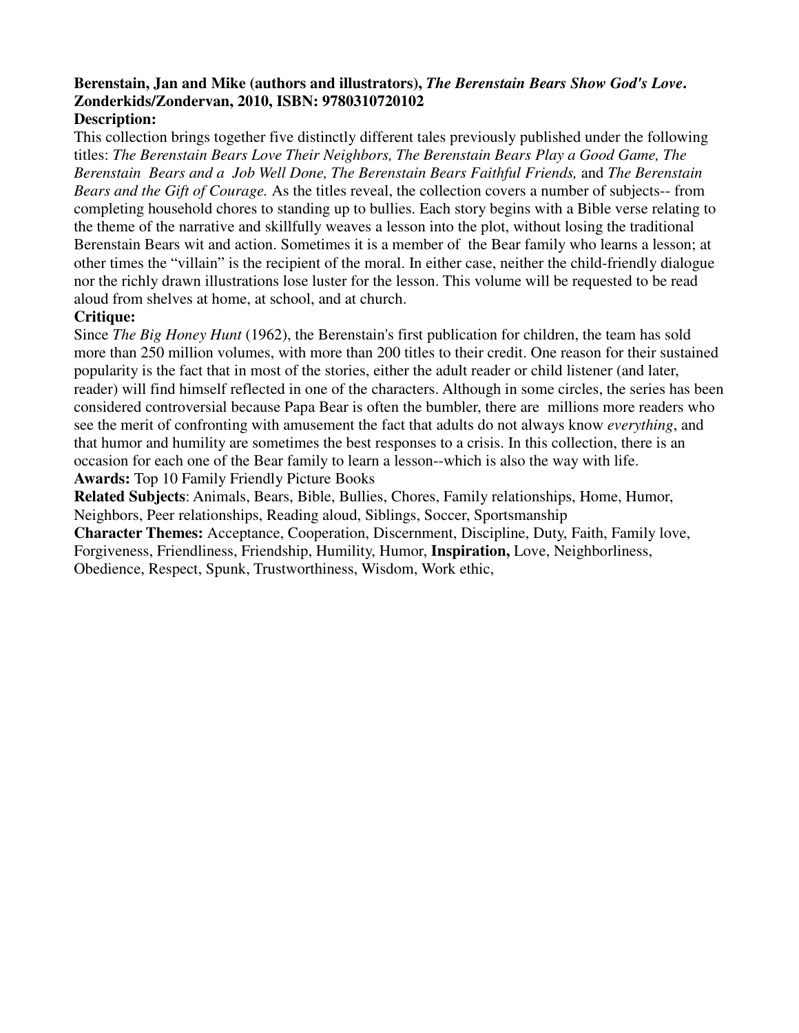**Berenstain, Jan and Mike (authors and illustrators), *The Berenstain Bears Show God's Love*. Zonderkids/Zondervan, 2010, ISBN: 9780310720102**

**Description:**

This collection brings together five distinctly different tales previously published under the following titles: *The Berenstain Bears Love Their Neighbors, The Berenstain Bears Play a Good Game, The Berenstain Bears and a Job Well Done, The Berenstain Bears Faithful Friends,* and *The Berenstain Bears and the Gift of Courage.* As the titles reveal, the collection covers a number of subjects-- from completing household chores to standing up to bullies. Each story begins with a Bible verse relating to the theme of the narrative and skillfully weaves a lesson into the plot, without losing the traditional Berenstain Bears wit and action. Sometimes it is a member of the Bear family who learns a lesson; at other times the "villain" is the recipient of the moral. In either case, neither the child-friendly dialogue nor the richly drawn illustrations lose luster for the lesson. This volume will be requested to be read aloud from shelves at home, at school, and at church.

**Critique:**

Since *The Big Honey Hunt* (1962), the Berenstain's first publication for children, the team has sold more than 250 million volumes, with more than 200 titles to their credit. One reason for their sustained popularity is the fact that in most of the stories, either the adult reader or child listener (and later, reader) will find himself reflected in one of the characters. Although in some circles, the series has been considered controversial because Papa Bear is often the bumbler, there are millions more readers who see the merit of confronting with amusement the fact that adults do not always know *everything*, and that humor and humility are sometimes the best responses to a crisis. In this collection, there is an occasion for each one of the Bear family to learn a lesson--which is also the way with life.

**Awards:** Top 10 Family Friendly Picture Books

**Related Subjects**: Animals, Bears, Bible, Bullies, Chores, Family relationships, Home, Humor, Neighbors, Peer relationships, Reading aloud, Siblings, Soccer, Sportsmanship

**Character Themes:** Acceptance, Cooperation, Discernment, Discipline, Duty, Faith, Family love, Forgiveness, Friendliness, Friendship, Humility, Humor, **Inspiration,** Love, Neighborliness, Obedience, Respect, Spunk, Trustworthiness, Wisdom, Work ethic,